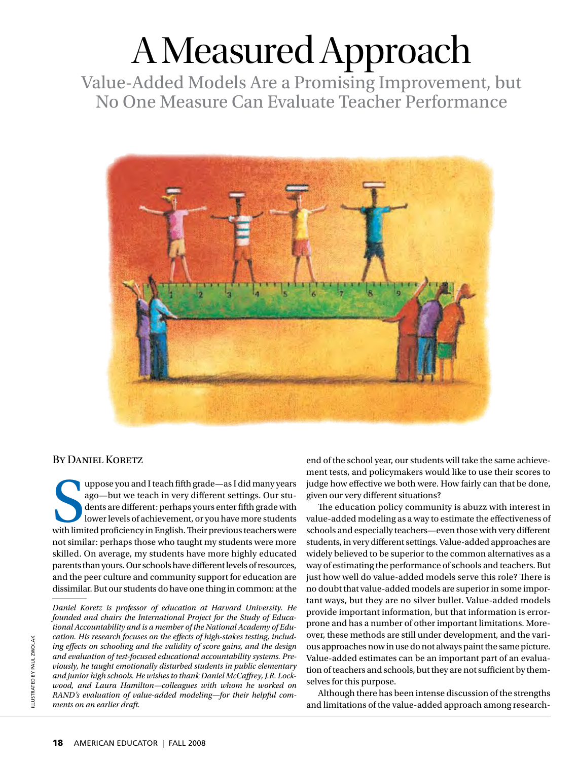# A Measured Approach

## Value-Added Models Are a Promising Improvement, but No One Measure Can Evaluate Teacher Performance

By Daniel Koretz

Suppose you and I teach fifth grade—as I did many years ago—but we teach in very different settings. Our students are different: perhaps yours enter fifth grade with lower levels of achievement, or you have more students with limited proficiency in English. Their previous teachers were not similar: perhaps those who taught my students were more skilled. On average, my students have more highly educated parents than yours. Our schools have different levels of resources, and the peer culture and community support for education are dissimilar. But our students do have one thing in common: at the end of the school year, our students will take the same achievement tests, and policymakers would like to use their scores to judge how effective we both were. How fairly can that be done, given our very different situations?

The education policy community is abuzz with interest in value-added modeling as a way to estimate the effectiveness of schools and especially teachers—even those with very different students, in very different settings. Value-added approaches are widely believed to be superior to the common alternatives as a way of estimating the performance of schools and teachers. But just how well do value-added models serve this role? There is no doubt that value-added models are superior in some important ways, but they are no silver bullet. Value-added models provide important information, but that information is error-prone and has a number of other important limitations. Moreover, these methods are still under development, and the various approaches now in use do not always paint the same picture. Value-added estimates can be an important part of an evaluation of teachers and schools, but they are not sufficient by themselves for this purpose.

Although there has been intense discussion of the strengths and limitations of the value-added approach among research-

*Daniel Koretz is professor of education at Harvard University. He founded and chairs the International Project for the Study of Educational Accountability and is a member of the National Academy of Education. His research focuses on the effects of high-stakes testing, including effects on schooling and the validity of score gains, and the design and evaluation of test-focused educational accountability systems. Previously, he taught emotionally disturbed students in public elementary and junior high schools. He wishes to thank Daniel McCaffrey, J.R. Lockwood, and Laura Hamilton—colleagues with whom he worked on RAND's evaluation of value-added modeling—for their helpful comments on an earlier draft.*

ILLUSTRATED BY PAUL ZWOLAK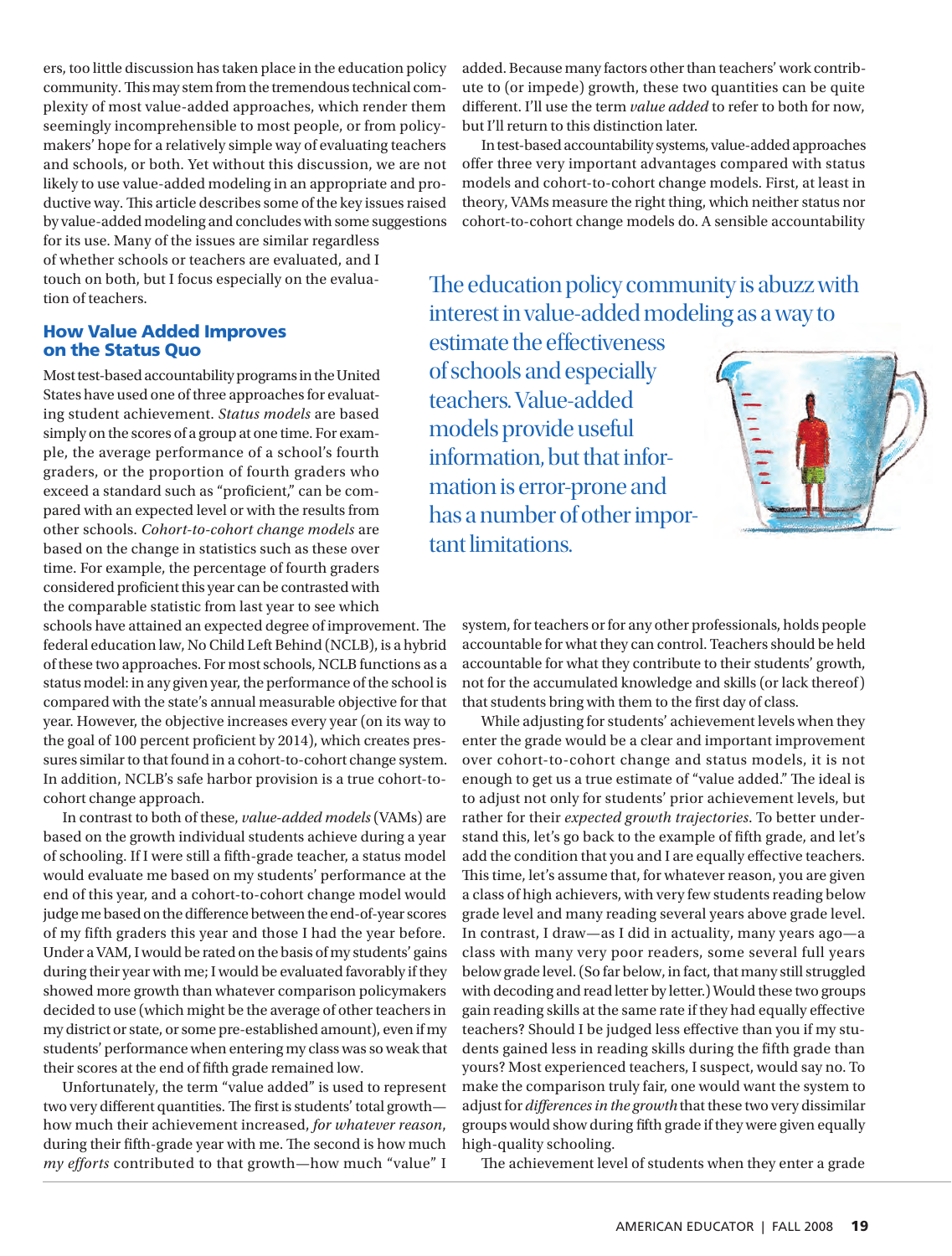ers, too little discussion has taken place in the education policy community. This may stem from the tremendous technical complexity of most value-added approaches, which render them seemingly incomprehensible to most people, or from policymakers' hope for a relatively simple way of evaluating teachers and schools, or both. Yet without this discussion, we are not likely to use value-added modeling in an appropriate and productive way. This article describes some of the key issues raised by value-added modeling and concludes with some suggestions for its use. Many of the issues are similar regardless of whether schools or teachers are evaluated, and I touch on both, but I focus especially on the evaluation of teachers.

## How Value Added Improves on the Status Quo

Most test-based accountability programs in the United States have used one of three approaches for evaluating student achievement. *Status models* are based simply on the scores of a group at one time. For example, the average performance of a school's fourth graders, or the proportion of fourth graders who exceed a standard such as "proficient," can be compared with an expected level or with the results from other schools. *Cohort-to-cohort change models* are based on the change in statistics such as these over time. For example, the percentage of fourth graders considered proficient this year can be contrasted with the comparable statistic from last year to see which schools have attained an expected degree of improvement. The federal education law, No Child Left Behind (NCLB), is a hybrid of these two approaches. For most schools, NCLB functions as a status model: in any given year, the performance of the school is compared with the state's annual measurable objective for that year. However, the objective increases every year (on its way to the goal of 100 percent proficient by 2014), which creates pressures similar to that found in a cohort-to-cohort change system. In addition, NCLB's safe harbor provision is a true cohort-to-cohort change approach.

In contrast to both of these, *value-added models* (VAMs) are based on the growth individual students achieve during a year of schooling. If I were still a fifth-grade teacher, a status model would evaluate me based on my students' performance at the end of this year, and a cohort-to-cohort change model would judge me based on the difference between the end-of-year scores of my fifth graders this year and those I had the year before. Under a VAM, I would be rated on the basis of my students' gains during their year with me; I would be evaluated favorably if they showed more growth than whatever comparison policymakers decided to use (which might be the average of other teachers in my district or state, or some pre-established amount), even if my students' performance when entering my class was so weak that their scores at the end of fifth grade remained low.

Unfortunately, the term "value added" is used to represent two very different quantities. The first is students' total growth—how much their achievement increased, *for whatever reason*, during their fifth-grade year with me. The second is how much *my efforts* contributed to that growth—how much "value" I added. Because many factors other than teachers' work contribute to (or impede) growth, these two quantities can be quite different. I'll use the term *value added* to refer to both for now, but I'll return to this distinction later.

In test-based accountability systems, value-added approaches offer three very important advantages compared with status models and cohort-to-cohort change models. First, at least in theory, VAMs measure the right thing, which neither status nor cohort-to-cohort change models do. A sensible accountability system, for teachers or for any other professionals, holds people accountable for what they can control. Teachers should be held accountable for what they contribute to their students' growth, not for the accumulated knowledge and skills (or lack thereof) that students bring with them to the first day of class.

> The education policy community is abuzz with interest in value-added modeling as a way to estimate the effectiveness of schools and especially teachers. Value-added models provide useful information, but that information is error-prone and has a number of other important limitations.

While adjusting for students' achievement levels when they enter the grade would be a clear and important improvement over cohort-to-cohort change and status models, it is not enough to get us a true estimate of "value added." The ideal is to adjust not only for students' prior achievement levels, but rather for their *expected growth trajectories*. To better understand this, let's go back to the example of fifth grade, and let's add the condition that you and I are equally effective teachers. This time, let's assume that, for whatever reason, you are given a class of high achievers, with very few students reading below grade level and many reading several years above grade level. In contrast, I draw—as I did in actuality, many years ago—a class with many very poor readers, some several full years below grade level. (So far below, in fact, that many still struggled with decoding and read letter by letter.) Would these two groups gain reading skills at the same rate if they had equally effective teachers? Should I be judged less effective than you if my students gained less in reading skills during the fifth grade than yours? Most experienced teachers, I suspect, would say no. To make the comparison truly fair, one would want the system to adjust for *differences in the growth* that these two very dissimilar groups would show during fifth grade if they were given equally high-quality schooling.

The achievement level of students when they enter a grade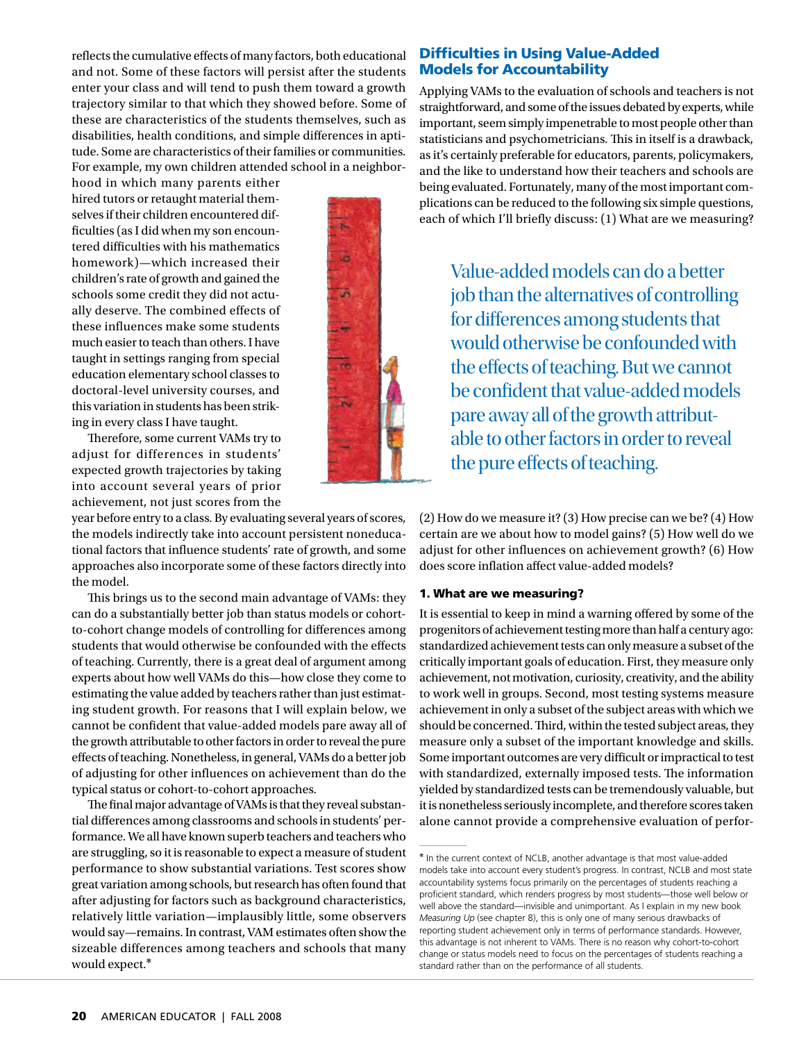reflects the cumulative effects of many factors, both educational and not. Some of these factors will persist after the students enter your class and will tend to push them toward a growth trajectory similar to that which they showed before. Some of these are characteristics of the students themselves, such as disabilities, health conditions, and simple differences in aptitude. Some are characteristics of their families or communities. For example, my own children attended school in a neighborhood in which many parents either hired tutors or retaught material themselves if their children encountered difficulties (as I did when my son encountered difficulties with his mathematics homework)—which increased their children's rate of growth and gained the schools some credit they did not actually deserve. The combined effects of these influences make some students much easier to teach than others. I have taught in settings ranging from special education elementary school classes to doctoral-level university courses, and this variation in students has been striking in every class I have taught.

Therefore, some current VAMs try to adjust for differences in students' expected growth trajectories by taking into account several years of prior achievement, not just scores from the year before entry to a class. By evaluating several years of scores, the models indirectly take into account persistent noneducational factors that influence students' rate of growth, and some approaches also incorporate some of these factors directly into the model.

This brings us to the second main advantage of VAMs: they can do a substantially better job than status models or cohort-to-cohort change models of controlling for differences among students that would otherwise be confounded with the effects of teaching. Currently, there is a great deal of argument among experts about how well VAMs do this—how close they come to estimating the value added by teachers rather than just estimating student growth. For reasons that I will explain below, we cannot be confident that value-added models pare away all of the growth attributable to other factors in order to reveal the pure effects of teaching. Nonetheless, in general, VAMs do a better job of adjusting for other influences on achievement than do the typical status or cohort-to-cohort approaches.

The final major advantage of VAMs is that they reveal substantial differences among classrooms and schools in students' performance. We all have known superb teachers and teachers who are struggling, so it is reasonable to expect a measure of student performance to show substantial variations. Test scores show great variation among schools, but research has often found that after adjusting for factors such as background characteristics, relatively little variation—implausibly little, some observers would say—remains. In contrast, VAM estimates often show the sizeable differences among teachers and schools that many would expect.*

## Difficulties in Using Value-Added Models for Accountability

Applying VAMs to the evaluation of schools and teachers is not straightforward, and some of the issues debated by experts, while important, seem simply impenetrable to most people other than statisticians and psychometricians. This in itself is a drawback, as it's certainly preferable for educators, parents, policymakers, and the like to understand how their teachers and schools are being evaluated. Fortunately, many of the most important complications can be reduced to the following six simple questions, each of which I'll briefly discuss: (1) What are we measuring? (2) How do we measure it? (3) How precise can we be? (4) How certain are we about how to model gains? (5) How well do we adjust for other influences on achievement growth? (6) How does score inflation affect value-added models?

> Value-added models can do a better job than the alternatives of controlling for differences among students that would otherwise be confounded with the effects of teaching. But we cannot be confident that value-added models pare away all of the growth attributable to other factors in order to reveal the pure effects of teaching.

### 1. What are we measuring?

It is essential to keep in mind a warning offered by some of the progenitors of achievement testing more than half a century ago: standardized achievement tests can only measure a subset of the critically important goals of education. First, they measure only achievement, not motivation, curiosity, creativity, and the ability to work well in groups. Second, most testing systems measure achievement in only a subset of the subject areas with which we should be concerned. Third, within the tested subject areas, they measure only a subset of the important knowledge and skills. Some important outcomes are very difficult or impractical to test with standardized, externally imposed tests. The information yielded by standardized tests can be tremendously valuable, but it is nonetheless seriously incomplete, and therefore scores taken alone cannot provide a comprehensive evaluation of perfor-

---

* In the current context of NCLB, another advantage is that most value-added models take into account every student's progress. In contrast, NCLB and most state accountability systems focus primarily on the percentages of students reaching a proficient standard, which renders progress by most students—those well below or well above the standard—invisible and unimportant. As I explain in my new book *Measuring Up* (see chapter 8), this is only one of many serious drawbacks of reporting student achievement only in terms of performance standards. However, this advantage is not inherent to VAMs. There is no reason why cohort-to-cohort change or status models need to focus on the percentages of students reaching a standard rather than on the performance of all students.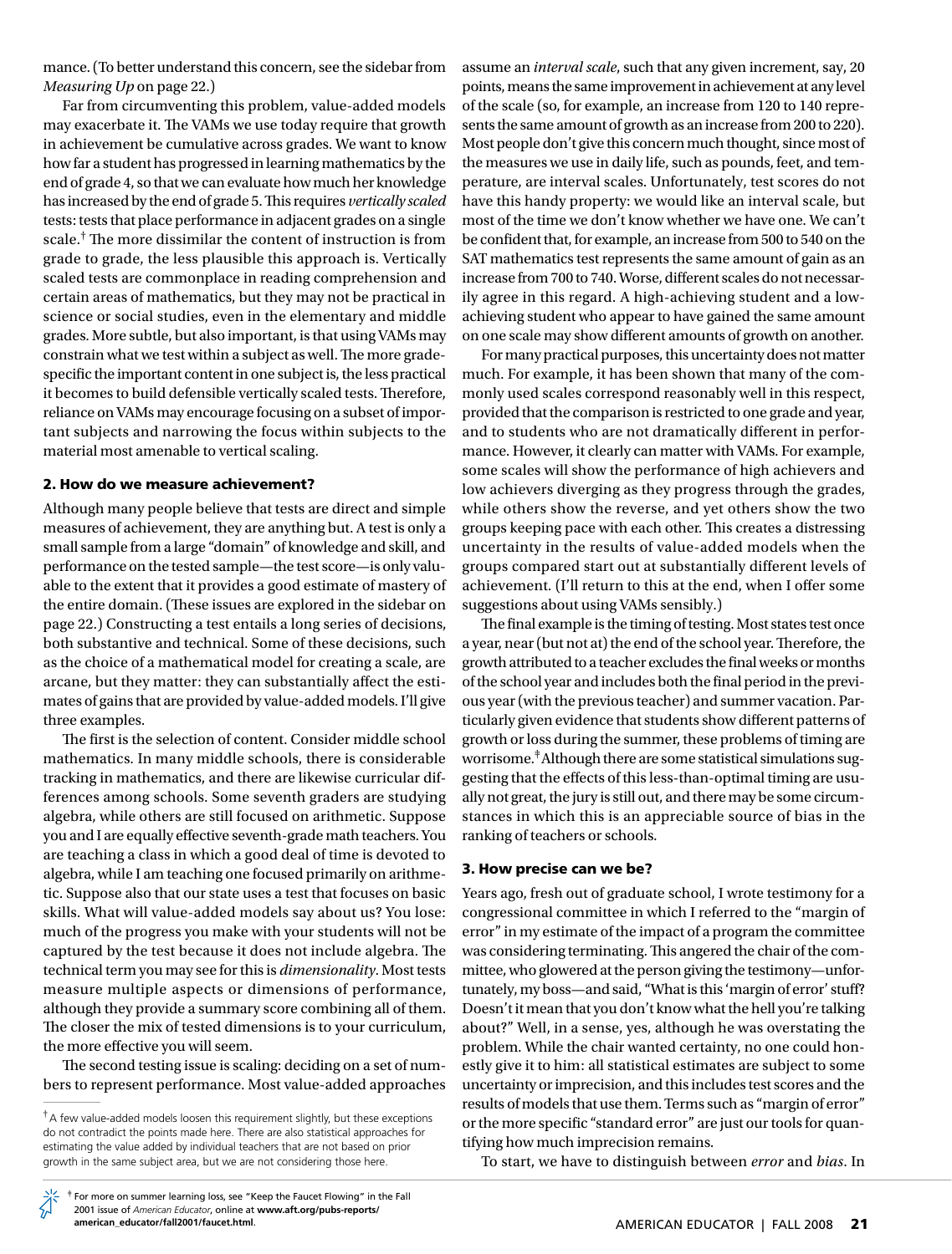mance. (To better understand this concern, see the sidebar from *Measuring Up* on page 22.)

Far from circumventing this problem, value-added models may exacerbate it. The VAMs we use today require that growth in achievement be cumulative across grades. We want to know how far a student has progressed in learning mathematics by the end of grade 4, so that we can evaluate how much her knowledge has increased by the end of grade 5. This requires *vertically scaled* tests: tests that place performance in adjacent grades on a single scale.† The more dissimilar the content of instruction is from grade to grade, the less plausible this approach is. Vertically scaled tests are commonplace in reading comprehension and certain areas of mathematics, but they may not be practical in science or social studies, even in the elementary and middle grades. More subtle, but also important, is that using VAMs may constrain what we test within a subject as well. The more grade-specific the important content in one subject is, the less practical it becomes to build defensible vertically scaled tests. Therefore, reliance on VAMs may encourage focusing on a subset of important subjects and narrowing the focus within subjects to the material most amenable to vertical scaling.

### 2. How do we measure achievement?

Although many people believe that tests are direct and simple measures of achievement, they are anything but. A test is only a small sample from a large "domain" of knowledge and skill, and performance on the tested sample—the test score—is only valuable to the extent that it provides a good estimate of mastery of the entire domain. (These issues are explored in the sidebar on page 22.) Constructing a test entails a long series of decisions, both substantive and technical. Some of these decisions, such as the choice of a mathematical model for creating a scale, are arcane, but they matter: they can substantially affect the estimates of gains that are provided by value-added models. I'll give three examples.

The first is the selection of content. Consider middle school mathematics. In many middle schools, there is considerable tracking in mathematics, and there are likewise curricular differences among schools. Some seventh graders are studying algebra, while others are still focused on arithmetic. Suppose you and I are equally effective seventh-grade math teachers. You are teaching a class in which a good deal of time is devoted to algebra, while I am teaching one focused primarily on arithmetic. Suppose also that our state uses a test that focuses on basic skills. What will value-added models say about us? You lose: much of the progress you make with your students will not be captured by the test because it does not include algebra. The technical term you may see for this is *dimensionality*. Most tests measure multiple aspects or dimensions of performance, although they provide a summary score combining all of them. The closer the mix of tested dimensions is to your curriculum, the more effective you will seem.

The second testing issue is scaling: deciding on a set of numbers to represent performance. Most value-added approaches assume an *interval scale*, such that any given increment, say, 20 points, means the same improvement in achievement at any level of the scale (so, for example, an increase from 120 to 140 represents the same amount of growth as an increase from 200 to 220). Most people don't give this concern much thought, since most of the measures we use in daily life, such as pounds, feet, and temperature, are interval scales. Unfortunately, test scores do not have this handy property: we would like an interval scale, but most of the time we don't know whether we have one. We can't be confident that, for example, an increase from 500 to 540 on the SAT mathematics test represents the same amount of gain as an increase from 700 to 740. Worse, different scales do not necessarily agree in this regard. A high-achieving student and a low-achieving student who appear to have gained the same amount on one scale may show different amounts of growth on another.

For many practical purposes, this uncertainty does not matter much. For example, it has been shown that many of the commonly used scales correspond reasonably well in this respect, provided that the comparison is restricted to one grade and year, and to students who are not dramatically different in performance. However, it clearly can matter with VAMs. For example, some scales will show the performance of high achievers and low achievers diverging as they progress through the grades, while others show the reverse, and yet others show the two groups keeping pace with each other. This creates a distressing uncertainty in the results of value-added models when the groups compared start out at substantially different levels of achievement. (I'll return to this at the end, when I offer some suggestions about using VAMs sensibly.)

The final example is the timing of testing. Most states test once a year, near (but not at) the end of the school year. Therefore, the growth attributed to a teacher excludes the final weeks or months of the school year and includes both the final period in the previous year (with the previous teacher) and summer vacation. Particularly given evidence that students show different patterns of growth or loss during the summer, these problems of timing are worrisome.‡ Although there are some statistical simulations suggesting that the effects of this less-than-optimal timing are usually not great, the jury is still out, and there may be some circumstances in which this is an appreciable source of bias in the ranking of teachers or schools.

### 3. How precise can we be?

Years ago, fresh out of graduate school, I wrote testimony for a congressional committee in which I referred to the "margin of error" in my estimate of the impact of a program the committee was considering terminating. This angered the chair of the committee, who glowered at the person giving the testimony—unfortunately, my boss—and said, "What is this 'margin of error' stuff? Doesn't it mean that you don't know what the hell you're talking about?" Well, in a sense, yes, although he was overstating the problem. While the chair wanted certainty, no one could honestly give it to him: all statistical estimates are subject to some uncertainty or imprecision, and this includes test scores and the results of models that use them. Terms such as "margin of error" or the more specific "standard error" are just our tools for quantifying how much imprecision remains.

To start, we have to distinguish between *error* and *bias*. In

---

† A few value-added models loosen this requirement slightly, but these exceptions do not contradict the points made here. There are also statistical approaches for estimating the value added by individual teachers that are not based on prior growth in the same subject area, but we are not considering those here.

‡ For more on summer learning loss, see "Keep the Faucet Flowing" in the Fall 2001 issue of *American Educator*, online at **www.aft.org/pubs-reports/american_educator/fall2001/faucet.html**.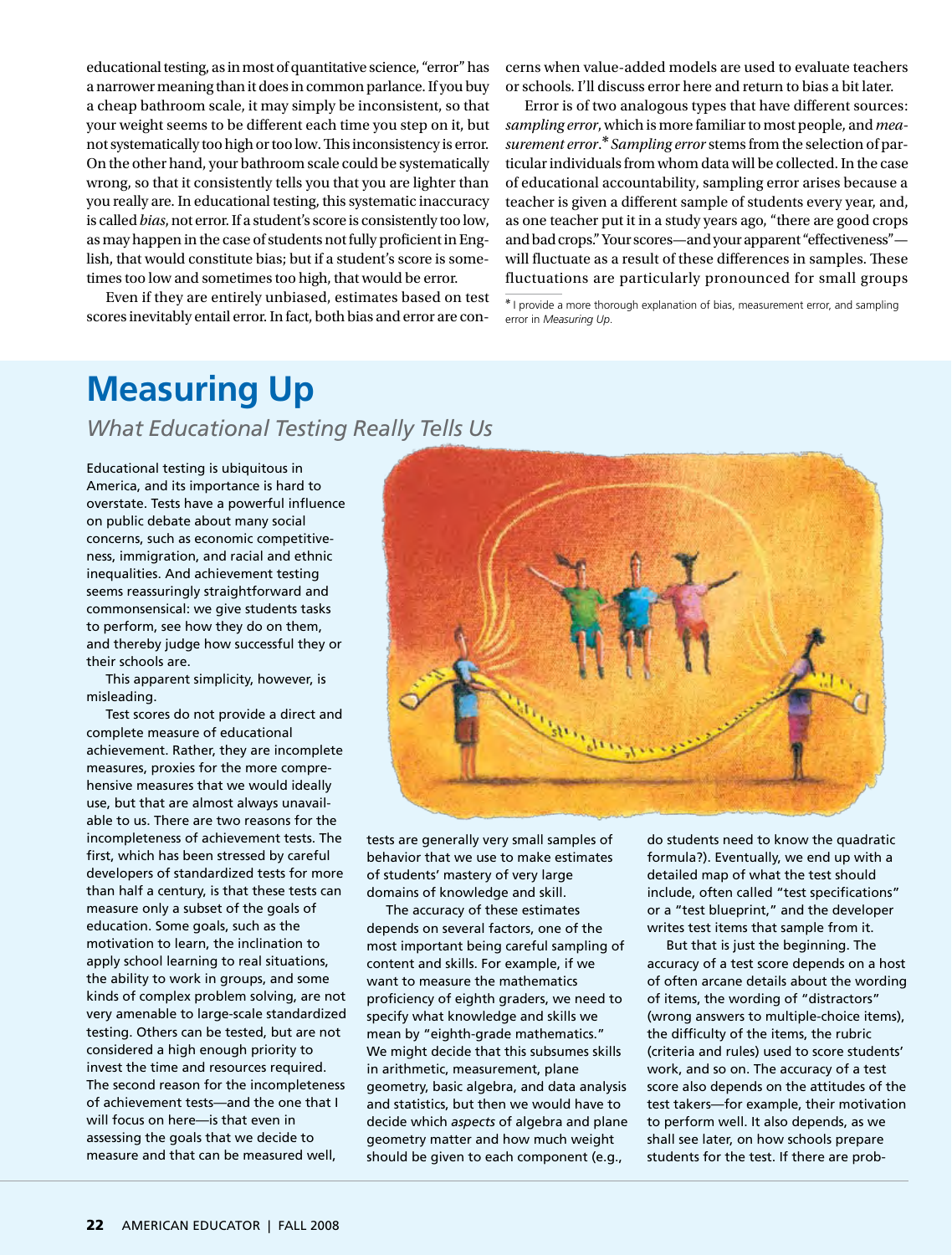educational testing, as in most of quantitative science, "error" has a narrower meaning than it does in common parlance. If you buy a cheap bathroom scale, it may simply be inconsistent, so that your weight seems to be different each time you step on it, but not systematically too high or too low. This inconsistency is error. On the other hand, your bathroom scale could be systematically wrong, so that it consistently tells you that you are lighter than you really are. In educational testing, this systematic inaccuracy is called *bias*, not error. If a student's score is consistently too low, as may happen in the case of students not fully proficient in English, that would constitute bias; but if a student's score is sometimes too low and sometimes too high, that would be error.

Even if they are entirely unbiased, estimates based on test scores inevitably entail error. In fact, both bias and error are concerns when value-added models are used to evaluate teachers or schools. I'll discuss error here and return to bias a bit later.

Error is of two analogous types that have different sources: *sampling error*, which is more familiar to most people, and *measurement error*.* *Sampling error* stems from the selection of particular individuals from whom data will be collected. In the case of educational accountability, sampling error arises because a teacher is given a different sample of students every year, and, as one teacher put it in a study years ago, "there are good crops and bad crops." Your scores—and your apparent "effectiveness"—will fluctuate as a result of these differences in samples. These fluctuations are particularly pronounced for small groups

\* I provide a more thorough explanation of bias, measurement error, and sampling error in *Measuring Up*.

## Measuring Up

*What Educational Testing Really Tells Us*

Educational testing is ubiquitous in America, and its importance is hard to overstate. Tests have a powerful influence on public debate about many social concerns, such as economic competitiveness, immigration, and racial and ethnic inequalities. And achievement testing seems reassuringly straightforward and commonsensical: we give students tasks to perform, see how they do on them, and thereby judge how successful they or their schools are.

This apparent simplicity, however, is misleading.

Test scores do not provide a direct and complete measure of educational achievement. Rather, they are incomplete measures, proxies for the more comprehensive measures that we would ideally use, but that are almost always unavailable to us. There are two reasons for the incompleteness of achievement tests. The first, which has been stressed by careful developers of standardized tests for more than half a century, is that these tests can measure only a subset of the goals of education. Some goals, such as the motivation to learn, the inclination to apply school learning to real situations, the ability to work in groups, and some kinds of complex problem solving, are not very amenable to large-scale standardized testing. Others can be tested, but are not considered a high enough priority to invest the time and resources required. The second reason for the incompleteness of achievement tests—and the one that I will focus on here—is that even in assessing the goals that we decide to measure and that can be measured well, tests are generally very small samples of behavior that we use to make estimates of students' mastery of very large domains of knowledge and skill.

The accuracy of these estimates depends on several factors, one of the most important being careful sampling of content and skills. For example, if we want to measure the mathematics proficiency of eighth graders, we need to specify what knowledge and skills we mean by "eighth-grade mathematics." We might decide that this subsumes skills in arithmetic, measurement, plane geometry, basic algebra, and data analysis and statistics, but then we would have to decide which *aspects* of algebra and plane geometry matter and how much weight should be given to each component (e.g., do students need to know the quadratic formula?). Eventually, we end up with a detailed map of what the test should include, often called "test specifications" or a "test blueprint," and the developer writes test items that sample from it.

But that is just the beginning. The accuracy of a test score depends on a host of often arcane details about the wording of items, the wording of "distractors" (wrong answers to multiple-choice items), the difficulty of the items, the rubric (criteria and rules) used to score students' work, and so on. The accuracy of a test score also depends on the attitudes of the test takers—for example, their motivation to perform well. It also depends, as we shall see later, on how schools prepare students for the test. If there are prob-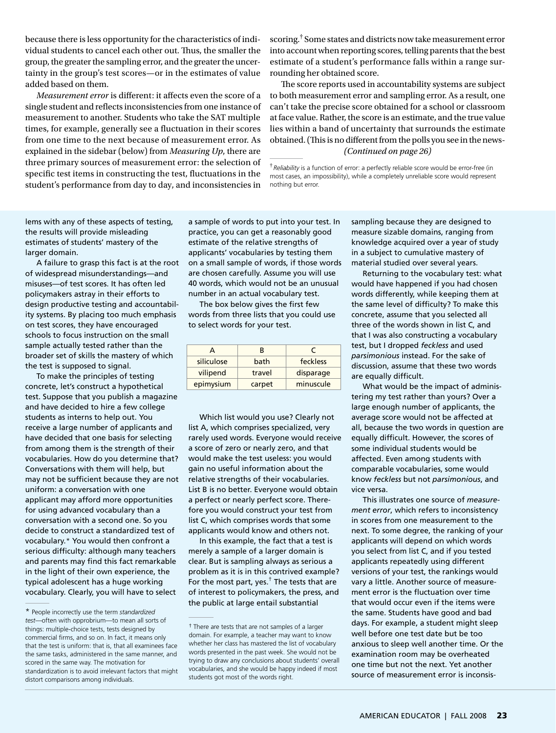because there is less opportunity for the characteristics of individual students to cancel each other out. Thus, the smaller the group, the greater the sampling error, and the greater the uncertainty in the group's test scores—or in the estimates of value added based on them.

*Measurement error* is different: it affects even the score of a single student and reflects inconsistencies from one instance of measurement to another. Students who take the SAT multiple times, for example, generally see a fluctuation in their scores from one time to the next because of measurement error. As explained in the sidebar (below) from *Measuring Up*, there are three primary sources of measurement error: the selection of specific test items in constructing the test, fluctuations in the student's performance from day to day, and inconsistencies in scoring.† Some states and districts now take measurement error into account when reporting scores, telling parents that the best estimate of a student's performance falls within a range surrounding her obtained score.

The score reports used in accountability systems are subject to both measurement error and sampling error. As a result, one can't take the precise score obtained for a school or classroom at face value. Rather, the score is an estimate, and the true value lies within a band of uncertainty that surrounds the estimate obtained. (This is no different from the polls you see in the news- *(Continued on page 26)*

† *Reliability* is a function of error: a perfectly reliable score would be error-free (in most cases, an impossibility), while a completely unreliable score would represent nothing but error.

---

lems with any of these aspects of testing, the results will provide misleading estimates of students' mastery of the larger domain.

A failure to grasp this fact is at the root of widespread misunderstandings—and misuses—of test scores. It has often led policymakers astray in their efforts to design productive testing and accountability systems. By placing too much emphasis on test scores, they have encouraged schools to focus instruction on the small sample actually tested rather than the broader set of skills the mastery of which the test is supposed to signal.

To make the principles of testing concrete, let's construct a hypothetical test. Suppose that you publish a magazine and have decided to hire a few college students as interns to help out. You receive a large number of applicants and have decided that one basis for selecting from among them is the strength of their vocabularies. How do you determine that? Conversations with them will help, but may not be sufficient because they are not uniform: a conversation with one applicant may afford more opportunities for using advanced vocabulary than a conversation with a second one. So you decide to construct a standardized test of vocabulary.* You would then confront a serious difficulty: although many teachers and parents may find this fact remarkable in the light of their own experience, the typical adolescent has a huge working vocabulary. Clearly, you will have to select a sample of words to put into your test. In practice, you can get a reasonably good estimate of the relative strengths of applicants' vocabularies by testing them on a small sample of words, if those words are chosen carefully. Assume you will use 40 words, which would not be an unusual number in an actual vocabulary test.

The box below gives the first few words from three lists that you could use to select words for your test.

| A | B | C |
|---|---|---|
| siliculose | bath | feckless |
| vilipend | travel | disparage |
| epimysium | carpet | minuscule |

Which list would you use? Clearly not list A, which comprises specialized, very rarely used words. Everyone would receive a score of zero or nearly zero, and that would make the test useless: you would gain no useful information about the relative strengths of their vocabularies. List B is no better. Everyone would obtain a perfect or nearly perfect score. Therefore you would construct your test from list C, which comprises words that some applicants would know and others not.

In this example, the fact that a test is merely a sample of a larger domain is clear. But is sampling always as serious a problem as it is in this contrived example? For the most part, yes.† The tests that are of interest to policymakers, the press, and the public at large entail substantial sampling because they are designed to measure sizable domains, ranging from knowledge acquired over a year of study in a subject to cumulative mastery of material studied over several years.

Returning to the vocabulary test: what would have happened if you had chosen words differently, while keeping them at the same level of difficulty? To make this concrete, assume that you selected all three of the words shown in list C, and that I was also constructing a vocabulary test, but I dropped *feckless* and used *parsimonious* instead. For the sake of discussion, assume that these two words are equally difficult.

What would be the impact of administering my test rather than yours? Over a large enough number of applicants, the average score would not be affected at all, because the two words in question are equally difficult. However, the scores of some individual students would be affected. Even among students with comparable vocabularies, some would know *feckless* but not *parsimonious*, and vice versa.

This illustrates one source of *measurement error*, which refers to inconsistency in scores from one measurement to the next. To some degree, the ranking of your applicants will depend on which words you select from list C, and if you tested applicants repeatedly using different versions of your test, the rankings would vary a little. Another source of measurement error is the fluctuation over time that would occur even if the items were the same. Students have good and bad days. For example, a student might sleep well before one test date but be too anxious to sleep well another time. Or the examination room may be overheated one time but not the next. Yet another source of measurement error is inconsis-

\* People incorrectly use the term *standardized test*—often with opprobrium—to mean all sorts of things: multiple-choice tests, tests designed by commercial firms, and so on. In fact, it means only that the test is uniform: that is, that all examinees face the same tasks, administered in the same manner, and scored in the same way. The motivation for standardization is to avoid irrelevant factors that might distort comparisons among individuals.

† There are tests that are not samples of a larger domain. For example, a teacher may want to know whether her class has mastered the list of vocabulary words presented in the past week. She would not be trying to draw any conclusions about students' overall vocabularies, and she would be happy indeed if most students got most of the words right.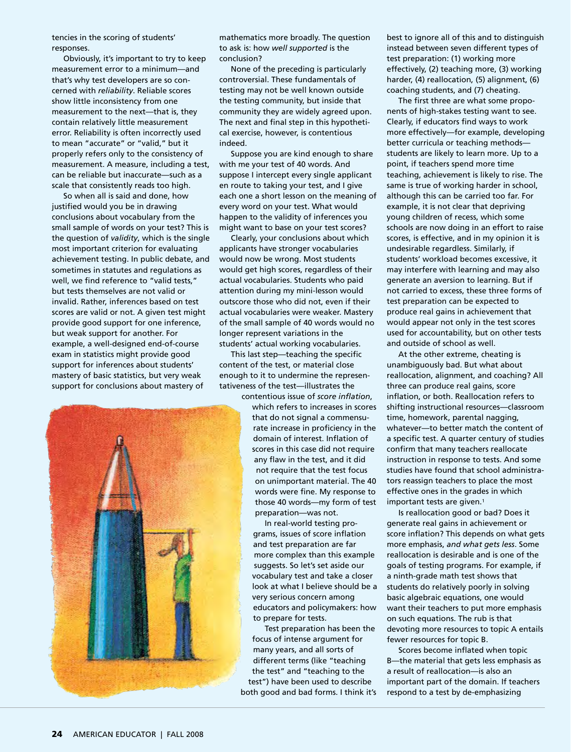tencies in the scoring of students' responses.

Obviously, it's important to try to keep measurement error to a minimum—and that's why test developers are so concerned with *reliability*. Reliable scores show little inconsistency from one measurement to the next—that is, they contain relatively little measurement error. Reliability is often incorrectly used to mean "accurate" or "valid," but it properly refers only to the consistency of measurement. A measure, including a test, can be reliable but inaccurate—such as a scale that consistently reads too high.

So when all is said and done, how justified would you be in drawing conclusions about vocabulary from the small sample of words on your test? This is the question of *validity*, which is the single most important criterion for evaluating achievement testing. In public debate, and sometimes in statutes and regulations as well, we find reference to "valid tests," but tests themselves are not valid or invalid. Rather, inferences based on test scores are valid or not. A given test might provide good support for one inference, but weak support for another. For example, a well-designed end-of-course exam in statistics might provide good support for inferences about students' mastery of basic statistics, but very weak support for conclusions about mastery of mathematics more broadly. The question to ask is: how *well supported* is the conclusion?

None of the preceding is particularly controversial. These fundamentals of testing may not be well known outside the testing community, but inside that community they are widely agreed upon. The next and final step in this hypothetical exercise, however, is contentious indeed.

Suppose you are kind enough to share with me your test of 40 words. And suppose I intercept every single applicant en route to taking your test, and I give each one a short lesson on the meaning of every word on your test. What would happen to the validity of inferences you might want to base on your test scores?

Clearly, your conclusions about which applicants have stronger vocabularies would now be wrong. Most students would get high scores, regardless of their actual vocabularies. Students who paid attention during my mini-lesson would outscore those who did not, even if their actual vocabularies were weaker. Mastery of the small sample of 40 words would no longer represent variations in the students' actual working vocabularies.

This last step—teaching the specific content of the test, or material close enough to it to undermine the representativeness of the test—illustrates the contentious issue of *score inflation*, which refers to increases in scores that do not signal a commensurate increase in proficiency in the domain of interest. Inflation of scores in this case did not require any flaw in the test, and it did not require that the test focus on unimportant material. The 40 words were fine. My response to those 40 words—my form of test preparation—was not.

In real-world testing programs, issues of score inflation and test preparation are far more complex than this example suggests. So let's set aside our vocabulary test and take a closer look at what I believe should be a very serious concern among educators and policymakers: how to prepare for tests.

Test preparation has been the focus of intense argument for many years, and all sorts of different terms (like "teaching the test" and "teaching to the test") have been used to describe both good and bad forms. I think it's best to ignore all of this and to distinguish instead between seven different types of test preparation: (1) working more effectively, (2) teaching more, (3) working harder, (4) reallocation, (5) alignment, (6) coaching students, and (7) cheating.

The first three are what some proponents of high-stakes testing want to see. Clearly, if educators find ways to work more effectively—for example, developing better curricula or teaching methods—students are likely to learn more. Up to a point, if teachers spend more time teaching, achievement is likely to rise. The same is true of working harder in school, although this can be carried too far. For example, it is not clear that depriving young children of recess, which some schools are now doing in an effort to raise scores, is effective, and in my opinion it is undesirable regardless. Similarly, if students' workload becomes excessive, it may interfere with learning and may also generate an aversion to learning. But if not carried to excess, these three forms of test preparation can be expected to produce real gains in achievement that would appear not only in the test scores used for accountability, but on other tests and outside of school as well.

At the other extreme, cheating is unambiguously bad. But what about reallocation, alignment, and coaching? All three can produce real gains, score inflation, or both. Reallocation refers to shifting instructional resources—classroom time, homework, parental nagging, whatever—to better match the content of a specific test. A quarter century of studies confirm that many teachers reallocate instruction in response to tests. And some studies have found that school administrators reassign teachers to place the most effective ones in the grades in which important tests are given.[1]

Is reallocation good or bad? Does it generate real gains in achievement or score inflation? This depends on what gets more emphasis, *and what gets less*. Some reallocation is desirable and is one of the goals of testing programs. For example, if a ninth-grade math test shows that students do relatively poorly in solving basic algebraic equations, one would want their teachers to put more emphasis on such equations. The rub is that devoting more resources to topic A entails fewer resources for topic B.

Scores become inflated when topic B—the material that gets less emphasis as a result of reallocation—is also an important part of the domain. If teachers respond to a test by de-emphasizing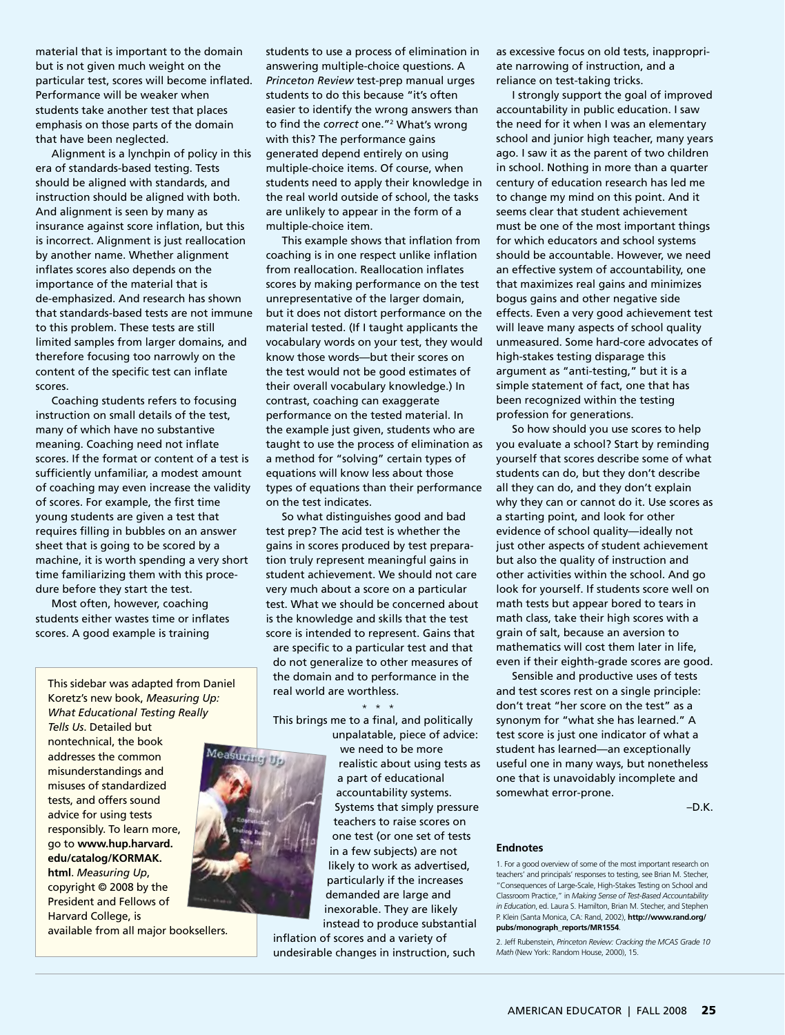material that is important to the domain but is not given much weight on the particular test, scores will become inflated. Performance will be weaker when students take another test that places emphasis on those parts of the domain that have been neglected.

Alignment is a lynchpin of policy in this era of standards-based testing. Tests should be aligned with standards, and instruction should be aligned with both. And alignment is seen by many as insurance against score inflation, but this is incorrect. Alignment is just reallocation by another name. Whether alignment inflates scores also depends on the importance of the material that is de-emphasized. And research has shown that standards-based tests are not immune to this problem. These tests are still limited samples from larger domains, and therefore focusing too narrowly on the content of the specific test can inflate scores.

Coaching students refers to focusing instruction on small details of the test, many of which have no substantive meaning. Coaching need not inflate scores. If the format or content of a test is sufficiently unfamiliar, a modest amount of coaching may even increase the validity of scores. For example, the first time young students are given a test that requires filling in bubbles on an answer sheet that is going to be scored by a machine, it is worth spending a very short time familiarizing them with this procedure before they start the test.

Most often, however, coaching students either wastes time or inflates scores. A good example is training students to use a process of elimination in answering multiple-choice questions. A *Princeton Review* test-prep manual urges students to do this because "it's often easier to identify the wrong answers than to find the *correct* one."[2] What's wrong with this? The performance gains generated depend entirely on using multiple-choice items. Of course, when students need to apply their knowledge in the real world outside of school, the tasks are unlikely to appear in the form of a multiple-choice item.

This example shows that inflation from coaching is in one respect unlike inflation from reallocation. Reallocation inflates scores by making performance on the test unrepresentative of the larger domain, but it does not distort performance on the material tested. (If I taught applicants the vocabulary words on your test, they would know those words—but their scores on the test would not be good estimates of their overall vocabulary knowledge.) In contrast, coaching can exaggerate performance on the tested material. In the example just given, students who are taught to use the process of elimination as a method for "solving" certain types of equations will know less about those types of equations than their performance on the test indicates.

So what distinguishes good and bad test prep? The acid test is whether the gains in scores produced by test preparation truly represent meaningful gains in student achievement. We should not care very much about a score on a particular test. What we should be concerned about is the knowledge and skills that the test score is intended to represent. Gains that are specific to a particular test and that do not generalize to other measures of the domain and to performance in the real world are worthless.

\* \* \*

This brings me to a final, and politically unpalatable, piece of advice: we need to be more realistic about using tests as a part of educational accountability systems. Systems that simply pressure teachers to raise scores on one test (or one set of tests in a few subjects) are not likely to work as advertised, particularly if the increases demanded are large and inexorable. They are likely instead to produce substantial inflation of scores and a variety of undesirable changes in instruction, such as excessive focus on old tests, inappropriate narrowing of instruction, and a reliance on test-taking tricks.

I strongly support the goal of improved accountability in public education. I saw the need for it when I was an elementary school and junior high teacher, many years ago. I saw it as the parent of two children in school. Nothing in more than a quarter century of education research has led me to change my mind on this point. And it seems clear that student achievement must be one of the most important things for which educators and school systems should be accountable. However, we need an effective system of accountability, one that maximizes real gains and minimizes bogus gains and other negative side effects. Even a very good achievement test will leave many aspects of school quality unmeasured. Some hard-core advocates of high-stakes testing disparage this argument as "anti-testing," but it is a simple statement of fact, one that has been recognized within the testing profession for generations.

So how should you use scores to help you evaluate a school? Start by reminding yourself that scores describe some of what students can do, but they don't describe all they can do, and they don't explain why they can or cannot do it. Use scores as a starting point, and look for other evidence of school quality—ideally not just other aspects of student achievement but also the quality of instruction and other activities within the school. And go look for yourself. If students score well on math tests but appear bored to tears in math class, take their high scores with a grain of salt, because an aversion to mathematics will cost them later in life, even if their eighth-grade scores are good.

Sensible and productive uses of tests and test scores rest on a single principle: don't treat "her score on the test" as a synonym for "what she has learned." A test score is just one indicator of what a student has learned—an exceptionally useful one in many ways, but nonetheless one that is unavoidably incomplete and somewhat error-prone.

–D.K.

This sidebar was adapted from Daniel Koretz's new book, *Measuring Up: What Educational Testing Really Tells Us*. Detailed but nontechnical, the book addresses the common misunderstandings and misuses of standardized tests, and offers sound advice for using tests responsibly. To learn more, go to **www.hup.harvard.edu/catalog/KORMAK.html**. *Measuring Up*, copyright © 2008 by the President and Fellows of Harvard College, is available from all major booksellers.

### Endnotes

1. For a good overview of some of the most important research on teachers' and principals' responses to testing, see Brian M. Stecher, "Consequences of Large-Scale, High-Stakes Testing on School and Classroom Practice," in *Making Sense of Test-Based Accountability in Education*, ed. Laura S. Hamilton, Brian M. Stecher, and Stephen P. Klein (Santa Monica, CA: Rand, 2002), **http://www.rand.org/pubs/monograph_reports/MR1554**.

2. Jeff Rubenstein, *Princeton Review: Cracking the MCAS Grade 10 Math* (New York: Random House, 2000), 15.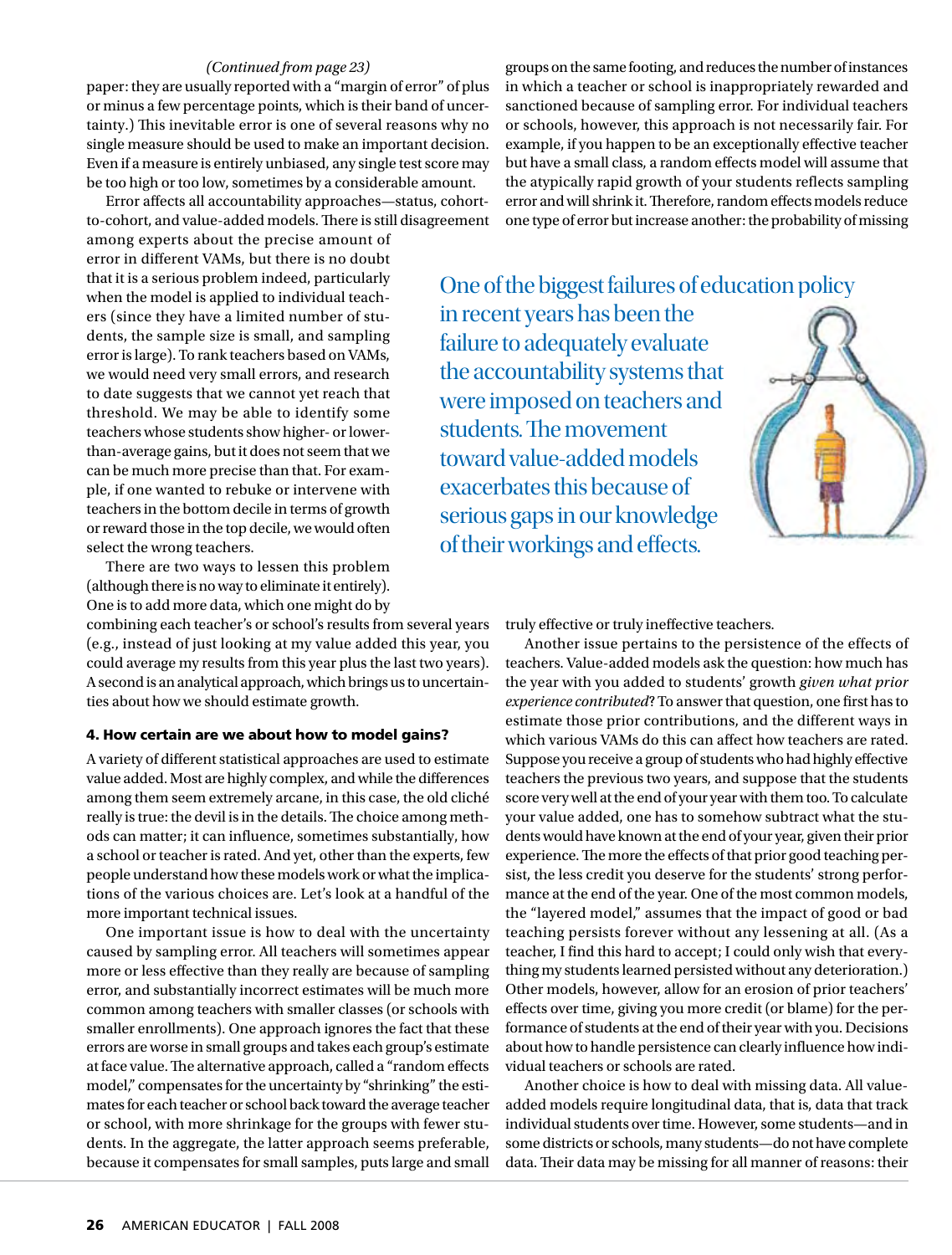*(Continued from page 23)*

paper: they are usually reported with a "margin of error" of plus or minus a few percentage points, which is their band of uncertainty.) This inevitable error is one of several reasons why no single measure should be used to make an important decision. Even if a measure is entirely unbiased, any single test score may be too high or too low, sometimes by a considerable amount.

Error affects all accountability approaches—status, cohort-to-cohort, and value-added models. There is still disagreement among experts about the precise amount of error in different VAMs, but there is no doubt that it is a serious problem indeed, particularly when the model is applied to individual teachers (since they have a limited number of students, the sample size is small, and sampling error is large). To rank teachers based on VAMs, we would need very small errors, and research to date suggests that we cannot yet reach that threshold. We may be able to identify some teachers whose students show higher- or lower-than-average gains, but it does not seem that we can be much more precise than that. For example, if one wanted to rebuke or intervene with teachers in the bottom decile in terms of growth or reward those in the top decile, we would often select the wrong teachers.

There are two ways to lessen this problem (although there is no way to eliminate it entirely). One is to add more data, which one might do by combining each teacher's or school's results from several years (e.g., instead of just looking at my value added this year, you could average my results from this year plus the last two years). A second is an analytical approach, which brings us to uncertainties about how we should estimate growth.

#### 4. How certain are we about how to model gains?

A variety of different statistical approaches are used to estimate value added. Most are highly complex, and while the differences among them seem extremely arcane, in this case, the old cliché really is true: the devil is in the details. The choice among methods can matter; it can influence, sometimes substantially, how a school or teacher is rated. And yet, other than the experts, few people understand how these models work or what the implications of the various choices are. Let's look at a handful of the more important technical issues.

One important issue is how to deal with the uncertainty caused by sampling error. All teachers will sometimes appear more or less effective than they really are because of sampling error, and substantially incorrect estimates will be much more common among teachers with smaller classes (or schools with smaller enrollments). One approach ignores the fact that these errors are worse in small groups and takes each group's estimate at face value. The alternative approach, called a "random effects model," compensates for the uncertainty by "shrinking" the estimates for each teacher or school back toward the average teacher or school, with more shrinkage for the groups with fewer students. In the aggregate, the latter approach seems preferable, because it compensates for small samples, puts large and small groups on the same footing, and reduces the number of instances in which a teacher or school is inappropriately rewarded and sanctioned because of sampling error. For individual teachers or schools, however, this approach is not necessarily fair. For example, if you happen to be an exceptionally effective teacher but have a small class, a random effects model will assume that the atypically rapid growth of your students reflects sampling error and will shrink it. Therefore, random effects models reduce one type of error but increase another: the probability of missing truly effective or truly ineffective teachers.

> One of the biggest failures of education policy in recent years has been the failure to adequately evaluate the accountability systems that were imposed on teachers and students. The movement toward value-added models exacerbates this because of serious gaps in our knowledge of their workings and effects.

Another issue pertains to the persistence of the effects of teachers. Value-added models ask the question: how much has the year with you added to students' growth *given what prior experience contributed*? To answer that question, one first has to estimate those prior contributions, and the different ways in which various VAMs do this can affect how teachers are rated. Suppose you receive a group of students who had highly effective teachers the previous two years, and suppose that the students score very well at the end of your year with them too. To calculate your value added, one has to somehow subtract what the students would have known at the end of your year, given their prior experience. The more the effects of that prior good teaching persist, the less credit you deserve for the students' strong performance at the end of the year. One of the most common models, the "layered model," assumes that the impact of good or bad teaching persists forever without any lessening at all. (As a teacher, I find this hard to accept; I could only wish that everything my students learned persisted without any deterioration.) Other models, however, allow for an erosion of prior teachers' effects over time, giving you more credit (or blame) for the performance of students at the end of their year with you. Decisions about how to handle persistence can clearly influence how individual teachers or schools are rated.

Another choice is how to deal with missing data. All value-added models require longitudinal data, that is, data that track individual students over time. However, some students—and in some districts or schools, many students—do not have complete data. Their data may be missing for all manner of reasons: their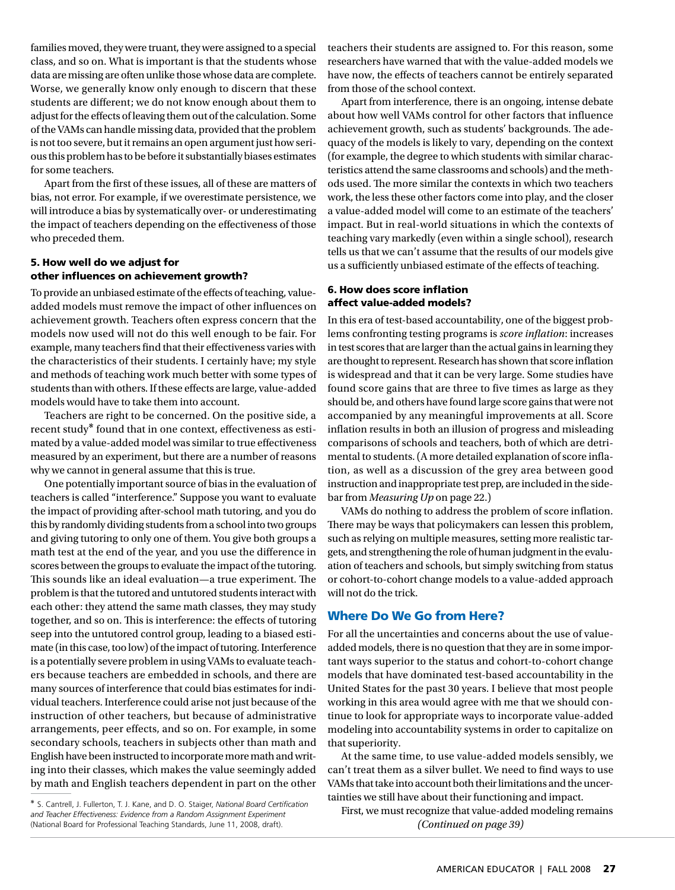families moved, they were truant, they were assigned to a special class, and so on. What is important is that the students whose data are missing are often unlike those whose data are complete. Worse, we generally know only enough to discern that these students are different; we do not know enough about them to adjust for the effects of leaving them out of the calculation. Some of the VAMs can handle missing data, provided that the problem is not too severe, but it remains an open argument just how serious this problem has to be before it substantially biases estimates for some teachers.

Apart from the first of these issues, all of these are matters of bias, not error. For example, if we overestimate persistence, we will introduce a bias by systematically over- or underestimating the impact of teachers depending on the effectiveness of those who preceded them.

### 5. How well do we adjust for other influences on achievement growth?

To provide an unbiased estimate of the effects of teaching, value-added models must remove the impact of other influences on achievement growth. Teachers often express concern that the models now used will not do this well enough to be fair. For example, many teachers find that their effectiveness varies with the characteristics of their students. I certainly have; my style and methods of teaching work much better with some types of students than with others. If these effects are large, value-added models would have to take them into account.

Teachers are right to be concerned. On the positive side, a recent study* found that in one context, effectiveness as estimated by a value-added model was similar to true effectiveness measured by an experiment, but there are a number of reasons why we cannot in general assume that this is true.

One potentially important source of bias in the evaluation of teachers is called "interference." Suppose you want to evaluate the impact of providing after-school math tutoring, and you do this by randomly dividing students from a school into two groups and giving tutoring to only one of them. You give both groups a math test at the end of the year, and you use the difference in scores between the groups to evaluate the impact of the tutoring. This sounds like an ideal evaluation—a true experiment. The problem is that the tutored and untutored students interact with each other: they attend the same math classes, they may study together, and so on. This is interference: the effects of tutoring seep into the untutored control group, leading to a biased estimate (in this case, too low) of the impact of tutoring. Interference is a potentially severe problem in using VAMs to evaluate teachers because teachers are embedded in schools, and there are many sources of interference that could bias estimates for individual teachers. Interference could arise not just because of the instruction of other teachers, but because of administrative arrangements, peer effects, and so on. For example, in some secondary schools, teachers in subjects other than math and English have been instructed to incorporate more math and writing into their classes, which makes the value seemingly added by math and English teachers dependent in part on the other teachers their students are assigned to. For this reason, some researchers have warned that with the value-added models we have now, the effects of teachers cannot be entirely separated from those of the school context.

Apart from interference, there is an ongoing, intense debate about how well VAMs control for other factors that influence achievement growth, such as students' backgrounds. The adequacy of the models is likely to vary, depending on the context (for example, the degree to which students with similar characteristics attend the same classrooms and schools) and the methods used. The more similar the contexts in which two teachers work, the less these other factors come into play, and the closer a value-added model will come to an estimate of the teachers' impact. But in real-world situations in which the contexts of teaching vary markedly (even within a single school), research tells us that we can't assume that the results of our models give us a sufficiently unbiased estimate of the effects of teaching.

### 6. How does score inflation affect value-added models?

In this era of test-based accountability, one of the biggest problems confronting testing programs is *score inflation*: increases in test scores that are larger than the actual gains in learning they are thought to represent. Research has shown that score inflation is widespread and that it can be very large. Some studies have found score gains that are three to five times as large as they should be, and others have found large score gains that were not accompanied by any meaningful improvements at all. Score inflation results in both an illusion of progress and misleading comparisons of schools and teachers, both of which are detrimental to students. (A more detailed explanation of score inflation, as well as a discussion of the grey area between good instruction and inappropriate test prep, are included in the sidebar from *Measuring Up* on page 22.)

VAMs do nothing to address the problem of score inflation. There may be ways that policymakers can lessen this problem, such as relying on multiple measures, setting more realistic targets, and strengthening the role of human judgment in the evaluation of teachers and schools, but simply switching from status or cohort-to-cohort change models to a value-added approach will not do the trick.

## Where Do We Go from Here?

For all the uncertainties and concerns about the use of value-added models, there is no question that they are in some important ways superior to the status and cohort-to-cohort change models that have dominated test-based accountability in the United States for the past 30 years. I believe that most people working in this area would agree with me that we should continue to look for appropriate ways to incorporate value-added modeling into accountability systems in order to capitalize on that superiority.

At the same time, to use value-added models sensibly, we can't treat them as a silver bullet. We need to find ways to use VAMs that take into account both their limitations and the uncertainties we still have about their functioning and impact.

First, we must recognize that value-added modeling remains

*(Continued on page 39)*

* S. Cantrell, J. Fullerton, T. J. Kane, and D. O. Staiger, *National Board Certification and Teacher Effectiveness: Evidence from a Random Assignment Experiment* (National Board for Professional Teaching Standards, June 11, 2008, draft).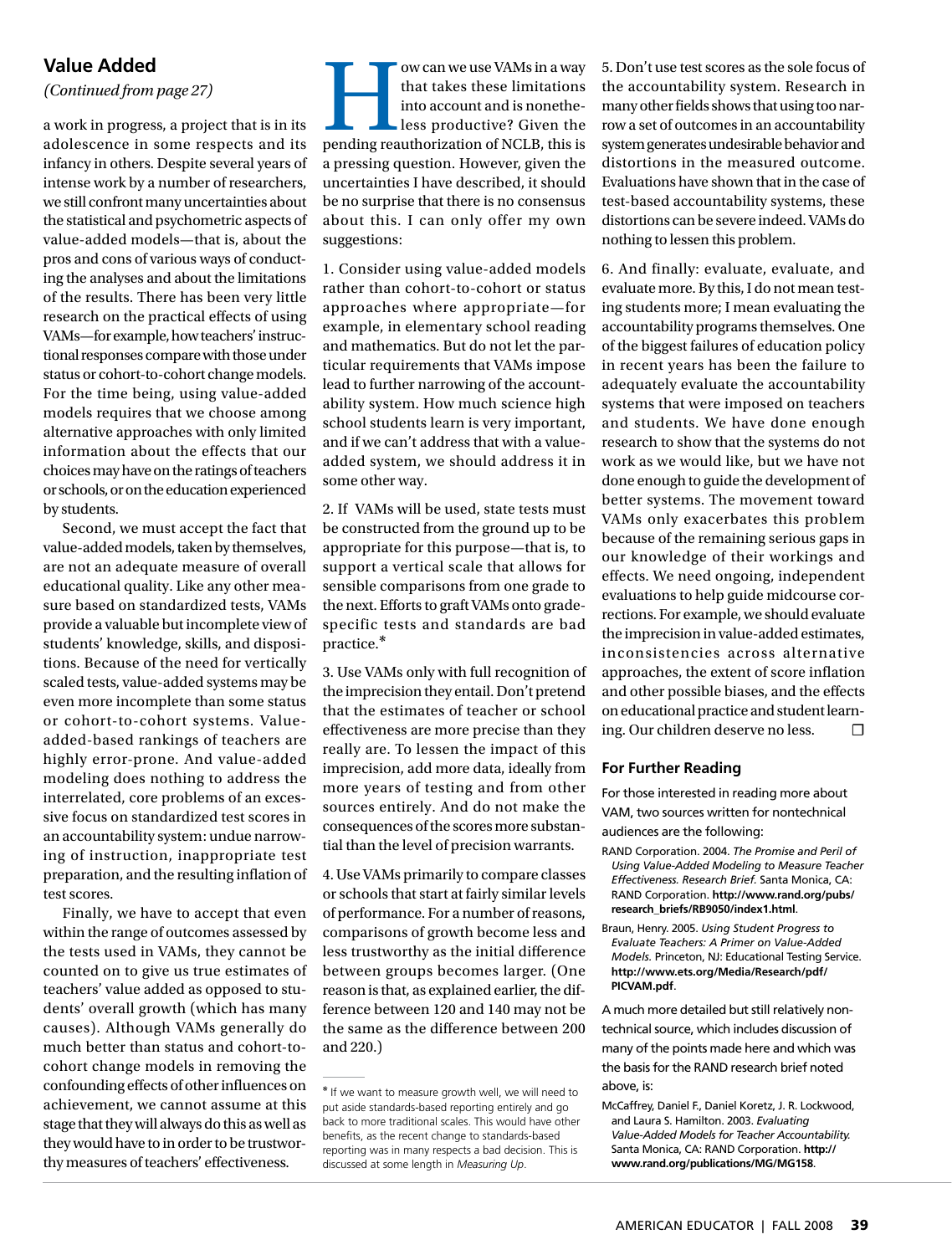## Value Added

*(Continued from page 27)*

a work in progress, a project that is in its adolescence in some respects and its infancy in others. Despite several years of intense work by a number of researchers, we still confront many uncertainties about the statistical and psychometric aspects of value-added models—that is, about the pros and cons of various ways of conducting the analyses and about the limitations of the results. There has been very little research on the practical effects of using VAMs—for example, how teachers' instructional responses compare with those under status or cohort-to-cohort change models. For the time being, using value-added models requires that we choose among alternative approaches with only limited information about the effects that our choices may have on the ratings of teachers or schools, or on the education experienced by students.

Second, we must accept the fact that value-added models, taken by themselves, are not an adequate measure of overall educational quality. Like any other measure based on standardized tests, VAMs provide a valuable but incomplete view of students' knowledge, skills, and dispositions. Because of the need for vertically scaled tests, value-added systems may be even more incomplete than some status or cohort-to-cohort systems. Value-added-based rankings of teachers are highly error-prone. And value-added modeling does nothing to address the interrelated, core problems of an excessive focus on standardized test scores in an accountability system: undue narrowing of instruction, inappropriate test preparation, and the resulting inflation of test scores.

Finally, we have to accept that even within the range of outcomes assessed by the tests used in VAMs, they cannot be counted on to give us true estimates of teachers' value added as opposed to students' overall growth (which has many causes). Although VAMs generally do much better than status and cohort-to-cohort change models in removing the confounding effects of other influences on achievement, we cannot assume at this stage that they will always do this as well as they would have to in order to be trustworthy measures of teachers' effectiveness.

How can we use VAMs in a way that takes these limitations into account and is nonetheless productive? Given the pending reauthorization of NCLB, this is a pressing question. However, given the uncertainties I have described, it should be no surprise that there is no consensus about this. I can only offer my own suggestions:

1. Consider using value-added models rather than cohort-to-cohort or status approaches where appropriate—for example, in elementary school reading and mathematics. But do not let the particular requirements that VAMs impose lead to further narrowing of the accountability system. How much science high school students learn is very important, and if we can't address that with a value-added system, we should address it in some other way.

2. If VAMs will be used, state tests must be constructed from the ground up to be appropriate for this purpose—that is, to support a vertical scale that allows for sensible comparisons from one grade to the next. Efforts to graft VAMs onto grade-specific tests and standards are bad practice.*

3. Use VAMs only with full recognition of the imprecision they entail. Don't pretend that the estimates of teacher or school effectiveness are more precise than they really are. To lessen the impact of this imprecision, add more data, ideally from more years of testing and from other sources entirely. And do not make the consequences of the scores more substantial than the level of precision warrants.

4. Use VAMs primarily to compare classes or schools that start at fairly similar levels of performance. For a number of reasons, comparisons of growth become less and less trustworthy as the initial difference between groups becomes larger. (One reason is that, as explained earlier, the difference between 120 and 140 may not be the same as the difference between 200 and 220.)

5. Don't use test scores as the sole focus of the accountability system. Research in many other fields shows that using too narrow a set of outcomes in an accountability system generates undesirable behavior and distortions in the measured outcome. Evaluations have shown that in the case of test-based accountability systems, these distortions can be severe indeed. VAMs do nothing to lessen this problem.

6. And finally: evaluate, evaluate, and evaluate more. By this, I do not mean testing students more; I mean evaluating the accountability programs themselves. One of the biggest failures of education policy in recent years has been the failure to adequately evaluate the accountability systems that were imposed on teachers and students. We have done enough research to show that the systems do not work as we would like, but we have not done enough to guide the development of better systems. The movement toward VAMs only exacerbates this problem because of the remaining serious gaps in our knowledge of their workings and effects. We need ongoing, independent evaluations to help guide midcourse corrections. For example, we should evaluate the imprecision in value-added estimates, inconsistencies across alternative approaches, the extent of score inflation and other possible biases, and the effects on educational practice and student learning. Our children deserve no less. ☐

* If we want to measure growth well, we will need to put aside standards-based reporting entirely and go back to more traditional scales. This would have other benefits, as the recent change to standards-based reporting was in many respects a bad decision. This is discussed at some length in *Measuring Up*.

### For Further Reading

For those interested in reading more about VAM, two sources written for nontechnical audiences are the following:

RAND Corporation. 2004. *The Promise and Peril of Using Value-Added Modeling to Measure Teacher Effectiveness. Research Brief.* Santa Monica, CA: RAND Corporation. **http://www.rand.org/pubs/research_briefs/RB9050/index1.html**.

Braun, Henry. 2005. *Using Student Progress to Evaluate Teachers: A Primer on Value-Added Models.* Princeton, NJ: Educational Testing Service. **http://www.ets.org/Media/Research/pdf/PICVAM.pdf**.

A much more detailed but still relatively nontechnical source, which includes discussion of many of the points made here and which was the basis for the RAND research brief noted above, is:

McCaffrey, Daniel F., Daniel Koretz, J. R. Lockwood, and Laura S. Hamilton. 2003. *Evaluating Value-Added Models for Teacher Accountability.* Santa Monica, CA: RAND Corporation. **http://www.rand.org/publications/MG/MG158**.